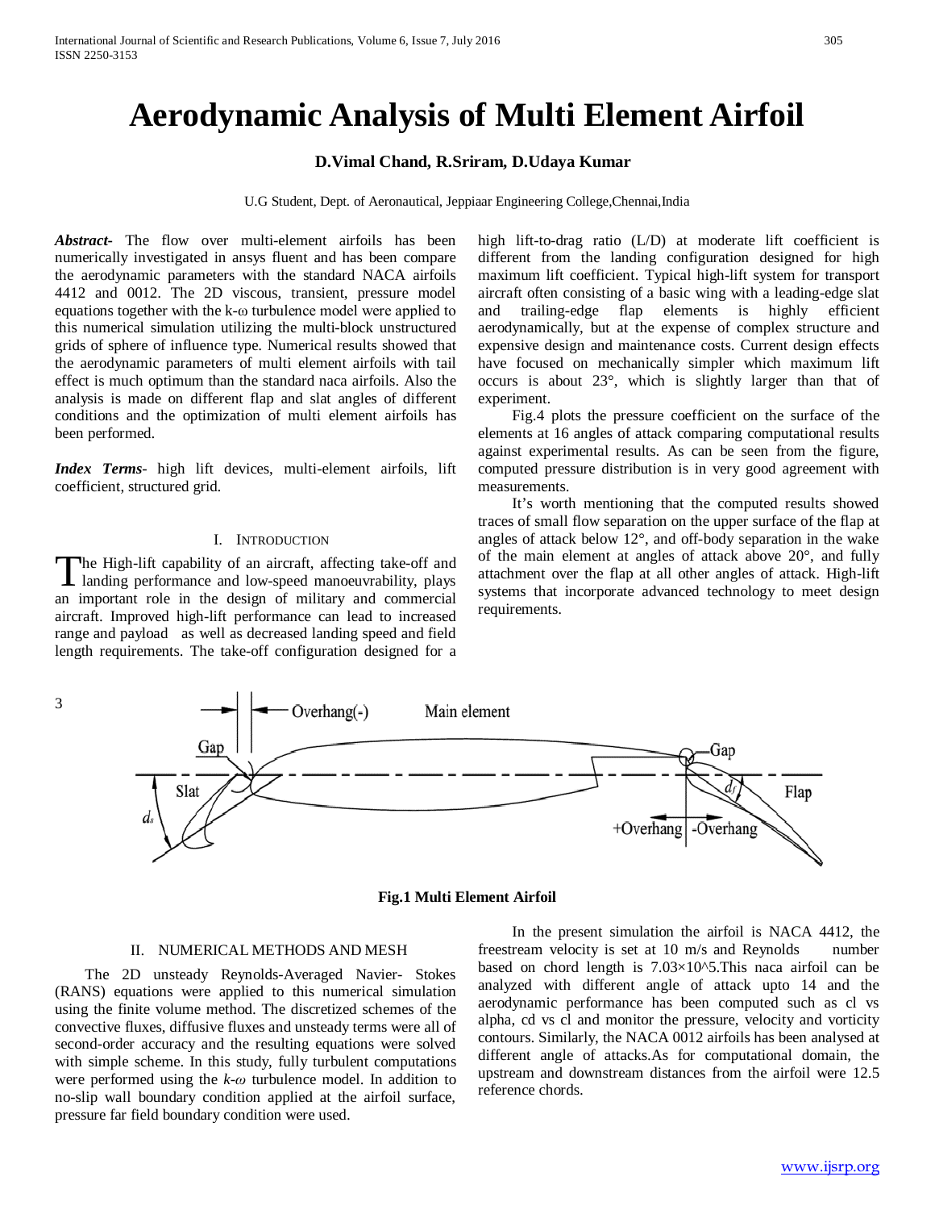# Aerodynamic Analysis of Multi Element Airfoil

**D.Vimal Chand, R.Sriram, D.Udaya Kumar**

U.G Student, Dept. of Aeronautical, Jeppiaar Engineering College,Chennai,India

***Abstract***- The flow over multi-element airfoils has been numerically investigated in ansys fluent and has been compare the aerodynamic parameters with the standard NACA airfoils 4412 and 0012. The 2D viscous, transient, pressure model equations together with the k-ω turbulence model were applied to this numerical simulation utilizing the multi-block unstructured grids of sphere of influence type. Numerical results showed that the aerodynamic parameters of multi element airfoils with tail effect is much optimum than the standard naca airfoils. Also the analysis is made on different flap and slat angles of different conditions and the optimization of multi element airfoils has been performed.

***Index Terms***- high lift devices, multi-element airfoils, lift coefficient, structured grid.

## I. Introduction

The High-lift capability of an aircraft, affecting take-off and landing performance and low-speed manoeuvrability, plays an important role in the design of military and commercial aircraft. Improved high-lift performance can lead to increased range and payload as well as decreased landing speed and field length requirements. The take-off configuration designed for a high lift-to-drag ratio (L/D) at moderate lift coefficient is different from the landing configuration designed for high maximum lift coefficient. Typical high-lift system for transport aircraft often consisting of a basic wing with a leading-edge slat and trailing-edge flap elements is highly efficient aerodynamically, but at the expense of complex structure and expensive design and maintenance costs. Current design effects have focused on mechanically simpler which maximum lift occurs is about 23°, which is slightly larger than that of experiment.

Fig.4 plots the pressure coefficient on the surface of the elements at 16 angles of attack comparing computational results against experimental results. As can be seen from the figure, computed pressure distribution is in very good agreement with measurements.

It's worth mentioning that the computed results showed traces of small flow separation on the upper surface of the flap at angles of attack below 12°, and off-body separation in the wake of the main element at angles of attack above 20°, and fully attachment over the flap at all other angles of attack. High-lift systems that incorporate advanced technology to meet design requirements.

3

**Fig.1 Multi Element Airfoil**

## II. Numerical Methods and Mesh

The 2D unsteady Reynolds-Averaged Navier- Stokes (RANS) equations were applied to this numerical simulation using the finite volume method. The discretized schemes of the convective fluxes, diffusive fluxes and unsteady terms were all of second-order accuracy and the resulting equations were solved with simple scheme. In this study, fully turbulent computations were performed using the *k-ω* turbulence model. In addition to no-slip wall boundary condition applied at the airfoil surface, pressure far field boundary condition were used.

In the present simulation the airfoil is NACA 4412, the freestream velocity is set at 10 m/s and Reynolds number based on chord length is $7.03\times10^5$.This naca airfoil can be analyzed with different angle of attack upto 14 and the aerodynamic performance has been computed such as cl vs alpha, cd vs cl and monitor the pressure, velocity and vorticity contours. Similarly, the NACA 0012 airfoils has been analysed at different angle of attacks.As for computational domain, the upstream and downstream distances from the airfoil were 12.5 reference chords.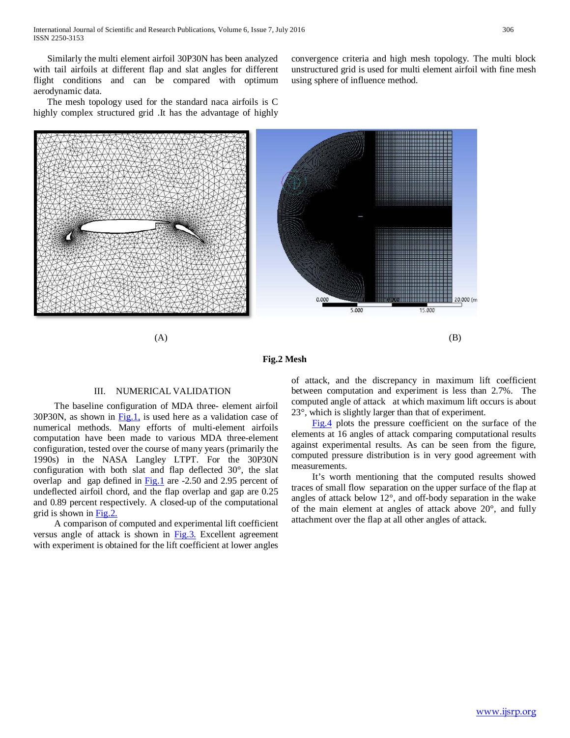Similarly the multi element airfoil 30P30N has been analyzed with tail airfoils at different flap and slat angles for different flight conditions and can be compared with optimum aerodynamic data.

The mesh topology used for the standard naca airfoils is C highly complex structured grid .It has the advantage of highly convergence criteria and high mesh topology. The multi block unstructured grid is used for multi element airfoil with fine mesh using sphere of influence method.

(A) (B)

**Fig.2 Mesh**

## III. NUMERICAL VALIDATION

The baseline configuration of MDA three- element airfoil 30P30N, as shown in Fig.1, is used here as a validation case of numerical methods. Many efforts of multi-element airfoils computation have been made to various MDA three-element configuration, tested over the course of many years (primarily the 1990s) in the NASA Langley LTPT. For the 30P30N configuration with both slat and flap deflected 30°, the slat overlap and gap defined in Fig.1 are -2.50 and 2.95 percent of undeflected airfoil chord, and the flap overlap and gap are 0.25 and 0.89 percent respectively. A closed-up of the computational grid is shown in Fig.2.

A comparison of computed and experimental lift coefficient versus angle of attack is shown in Fig.3. Excellent agreement with experiment is obtained for the lift coefficient at lower angles of attack, and the discrepancy in maximum lift coefficient between computation and experiment is less than 2.7%. The computed angle of attack at which maximum lift occurs is about 23°, which is slightly larger than that of experiment.

Fig.4 plots the pressure coefficient on the surface of the elements at 16 angles of attack comparing computational results against experimental results. As can be seen from the figure, computed pressure distribution is in very good agreement with measurements.

It's worth mentioning that the computed results showed traces of small flow separation on the upper surface of the flap at angles of attack below 12°, and off-body separation in the wake of the main element at angles of attack above 20°, and fully attachment over the flap at all other angles of attack.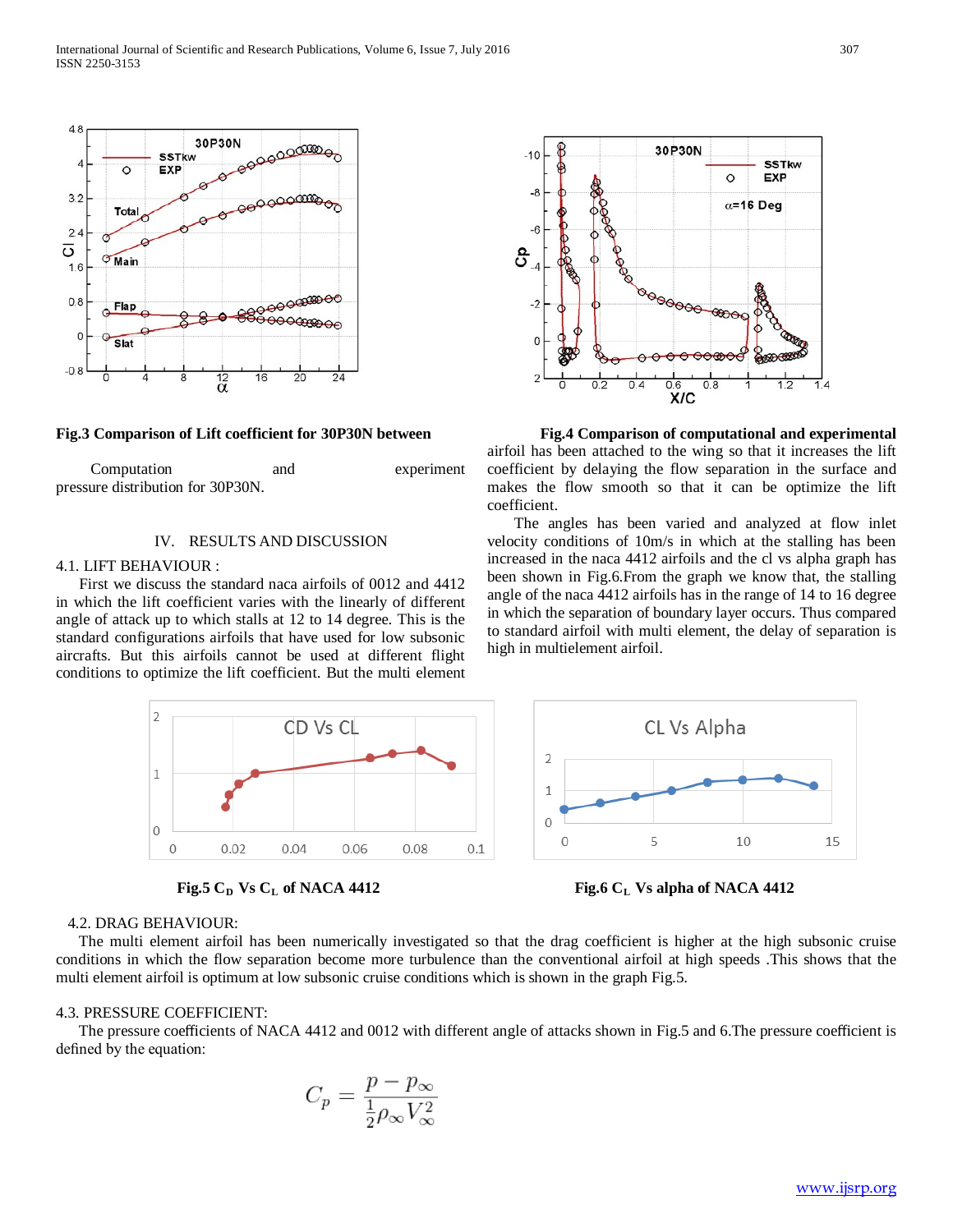**Fig.3 Comparison of Lift coefficient for 30P30N between Computation and experiment**

**Fig.4 Comparison of computational and experimental pressure distribution for 30P30N.**

## IV. RESULTS AND DISCUSSION

### 4.1. LIFT BEHAVIOUR :

First we discuss the standard naca airfoils of 0012 and 4412 in which the lift coefficient varies with the linearly of different angle of attack up to which stalls at 12 to 14 degree. This is the standard configurations airfoils that have used for low subsonic aircrafts. But this airfoils cannot be used at different flight conditions to optimize the lift coefficient. But the multi element airfoil has been attached to the wing so that it increases the lift coefficient by delaying the flow separation in the surface and makes the flow smooth so that it can be optimize the lift coefficient.

The angles has been varied and analyzed at flow inlet velocity conditions of 10m/s in which at the stalling has been increased in the naca 4412 airfoils and the cl vs alpha graph has been shown in Fig.6.From the graph we know that, the stalling angle of the naca 4412 airfoils has in the range of 14 to 16 degree in which the separation of boundary layer occurs. Thus compared to standard airfoil with multi element, the delay of separation is high in multielement airfoil.

**Fig.5 $C_D$ Vs $C_L$ of NACA 4412**

**Fig.6 $C_L$ Vs alpha of NACA 4412**

### 4.2. DRAG BEHAVIOUR:

The multi element airfoil has been numerically investigated so that the drag coefficient is higher at the high subsonic cruise conditions in which the flow separation become more turbulence than the conventional airfoil at high speeds .This shows that the multi element airfoil is optimum at low subsonic cruise conditions which is shown in the graph Fig.5.

### 4.3. PRESSURE COEFFICIENT:

The pressure coefficients of NACA 4412 and 0012 with different angle of attacks shown in Fig.5 and 6.The pressure coefficient is defined by the equation:

$$C_p = \frac{p - p_\infty}{\frac{1}{2}\rho_\infty V_\infty^2}$$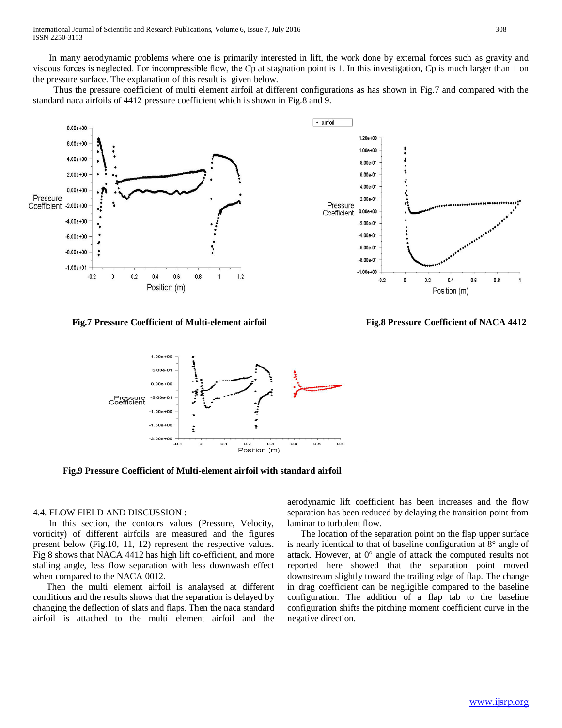In many aerodynamic problems where one is primarily interested in lift, the work done by external forces such as gravity and viscous forces is neglected. For incompressible flow, the *C*p at stagnation point is 1. In this investigation, *C*p is much larger than 1 on the pressure surface. The explanation of this result is given below.

Thus the pressure coefficient of multi element airfoil at different configurations as has shown in Fig.7 and compared with the standard naca airfoils of 4412 pressure coefficient which is shown in Fig.8 and 9.

**Fig.7 Pressure Coefficient of Multi-element airfoil**

**Fig.8 Pressure Coefficient of NACA 4412**

**Fig.9 Pressure Coefficient of Multi-element airfoil with standard airfoil**

4.4. FLOW FIELD AND DISCUSSION :

In this section, the contours values (Pressure, Velocity, vorticity) of different airfoils are measured and the figures present below (Fig.10, 11, 12) represent the respective values. Fig 8 shows that NACA 4412 has high lift co-efficient, and more stalling angle, less flow separation with less downwash effect when compared to the NACA 0012.

Then the multi element airfoil is analaysed at different conditions and the results shows that the separation is delayed by changing the deflection of slats and flaps. Then the naca standard airfoil is attached to the multi element airfoil and the aerodynamic lift coefficient has been increases and the flow separation has been reduced by delaying the transition point from laminar to turbulent flow.

The location of the separation point on the flap upper surface is nearly identical to that of baseline configuration at 8° angle of attack. However, at 0° angle of attack the computed results not reported here showed that the separation point moved downstream slightly toward the trailing edge of flap. The change in drag coefficient can be negligible compared to the baseline configuration. The addition of a flap tab to the baseline configuration shifts the pitching moment coefficient curve in the negative direction.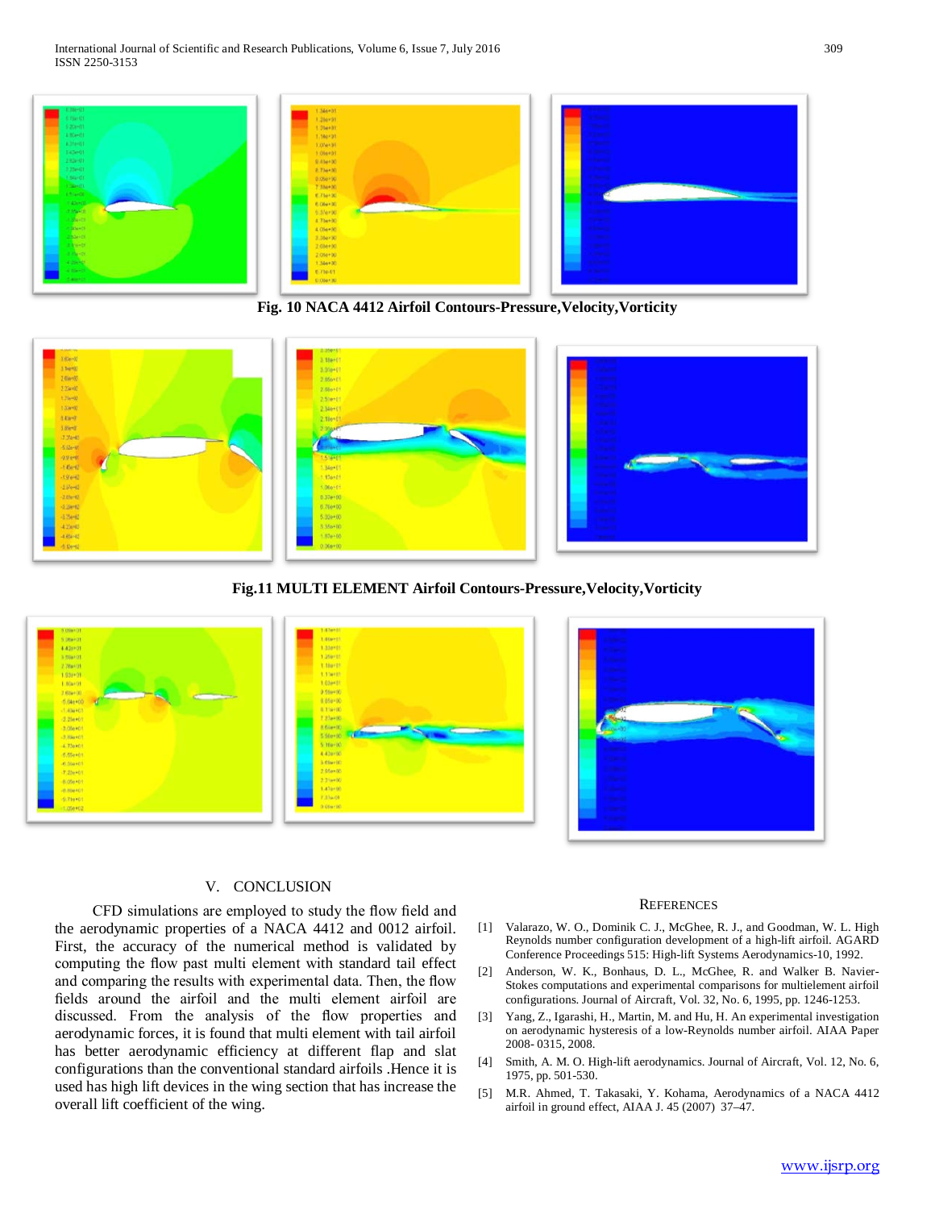**Fig. 10 NACA 4412 Airfoil Contours-Pressure,Velocity,Vorticity**

**Fig.11 MULTI ELEMENT Airfoil Contours-Pressure,Velocity,Vorticity**

## V. CONCLUSION

CFD simulations are employed to study the flow field and the aerodynamic properties of a NACA 4412 and 0012 airfoil. First, the accuracy of the numerical method is validated by computing the flow past multi element with standard tail effect and comparing the results with experimental data. Then, the flow fields around the airfoil and the multi element airfoil are discussed. From the analysis of the flow properties and aerodynamic forces, it is found that multi element with tail airfoil has better aerodynamic efficiency at different flap and slat configurations than the conventional standard airfoils .Hence it is used has high lift devices in the wing section that has increase the overall lift coefficient of the wing.

## REFERENCES

[1] Valarazo, W. O., Dominik C. J., McGhee, R. J., and Goodman, W. L. High Reynolds number configuration development of a high-lift airfoil. AGARD Conference Proceedings 515: High-lift Systems Aerodynamics-10, 1992.

[2] Anderson, W. K., Bonhaus, D. L., McGhee, R. and Walker B. Navier-Stokes computations and experimental comparisons for multielement airfoil configurations. Journal of Aircraft, Vol. 32, No. 6, 1995, pp. 1246-1253.

[3] Yang, Z., Igarashi, H., Martin, M. and Hu, H. An experimental investigation on aerodynamic hysteresis of a low-Reynolds number airfoil. AIAA Paper 2008- 0315, 2008.

[4] Smith, A. M. O. High-lift aerodynamics. Journal of Aircraft, Vol. 12, No. 6, 1975, pp. 501-530.

[5] M.R. Ahmed, T. Takasaki, Y. Kohama, Aerodynamics of a NACA 4412 airfoil in ground effect, AIAA J. 45 (2007) 37–47.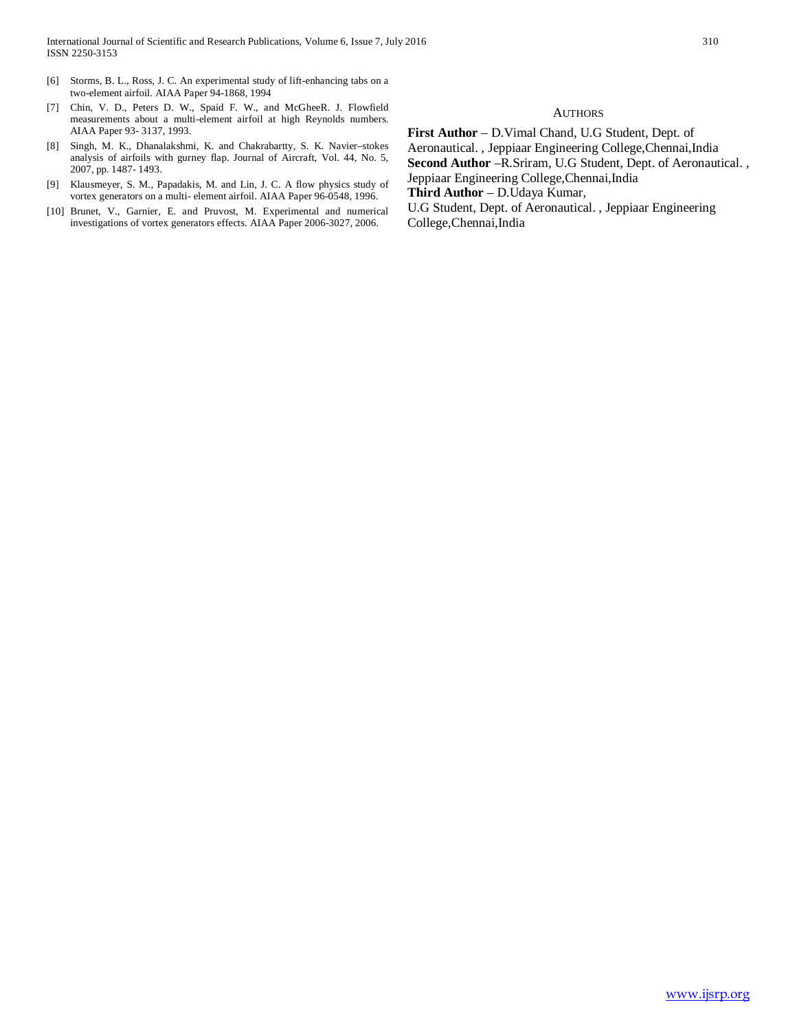[6] Storms, B. L., Ross, J. C. An experimental study of lift-enhancing tabs on a two-element airfoil. AIAA Paper 94-1868, 1994

[7] Chin, V. D., Peters D. W., Spaid F. W., and McGheeR. J. Flowfield measurements about a multi-element airfoil at high Reynolds numbers. AIAA Paper 93- 3137, 1993.

[8] Singh, M. K., Dhanalakshmi, K. and Chakrabartty, S. K. Navier–stokes analysis of airfoils with gurney flap. Journal of Aircraft, Vol. 44, No. 5, 2007, pp. 1487- 1493.

[9] Klausmeyer, S. M., Papadakis, M. and Lin, J. C. A flow physics study of vortex generators on a multi- element airfoil. AIAA Paper 96-0548, 1996.

[10] Brunet, V., Garnier, E. and Pruvost, M. Experimental and numerical investigations of vortex generators effects. AIAA Paper 2006-3027, 2006.

## AUTHORS

**First Author** – D.Vimal Chand, U.G Student, Dept. of Aeronautical. , Jeppiaar Engineering College,Chennai,India

**Second Author** –R.Sriram, U.G Student, Dept. of Aeronautical. , Jeppiaar Engineering College,Chennai,India

**Third Author** – D.Udaya Kumar, U.G Student, Dept. of Aeronautical. , Jeppiaar Engineering College,Chennai,India